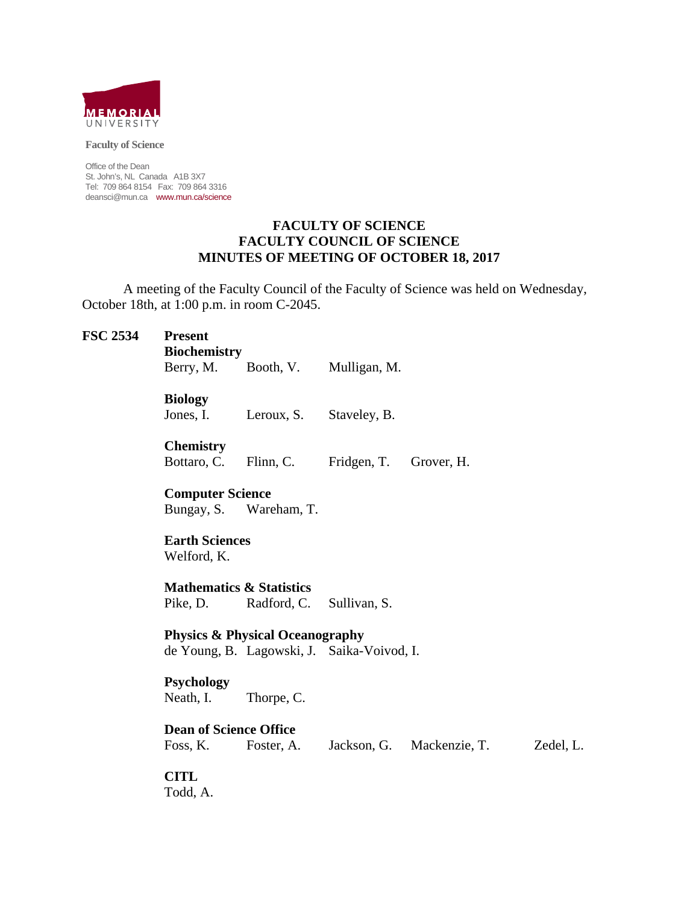MEMORIAL UNIVERSITY

**Faculty of Science**

Office of the Dean
St. John's, NL Canada A1B 3X7
Tel: 709 864 8154 Fax: 709 864 3316
deansci@mun.ca www.mun.ca/science

# FACULTY OF SCIENCE
# FACULTY COUNCIL OF SCIENCE
# MINUTES OF MEETING OF OCTOBER 18, 2017

A meeting of the Faculty Council of the Faculty of Science was held on Wednesday, October 18th, at 1:00 p.m. in room C-2045.

**FSC 2534** **Present**

**Biochemistry**
Berry, M. Booth, V. Mulligan, M.

**Biology**
Jones, I. Leroux, S. Staveley, B.

**Chemistry**
Bottaro, C. Flinn, C. Fridgen, T. Grover, H.

**Computer Science**
Bungay, S. Wareham, T.

**Earth Sciences**
Welford, K.

**Mathematics & Statistics**
Pike, D. Radford, C. Sullivan, S.

**Physics & Physical Oceanography**
de Young, B. Lagowski, J. Saika-Voivod, I.

**Psychology**
Neath, I. Thorpe, C.

**Dean of Science Office**
Foss, K. Foster, A. Jackson, G. Mackenzie, T. Zedel, L.

**CITL**
Todd, A.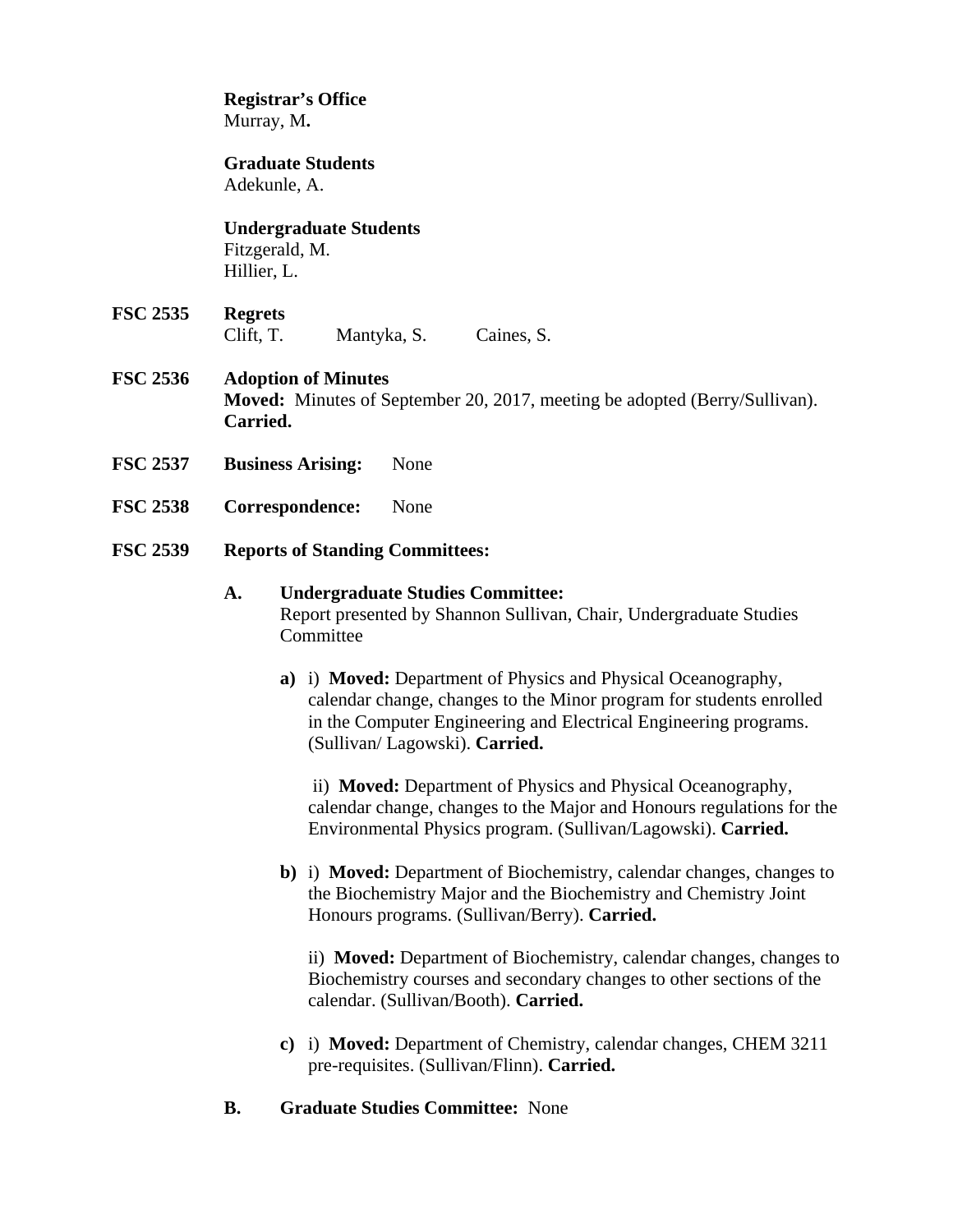**Registrar's Office**
Murray, M**.**

**Graduate Students**
Adekunle, A.

**Undergraduate Students**
Fitzgerald, M.
Hillier, L.

**FSC 2535** **Regrets**
Clift, T. Mantyka, S. Caines, S.

**FSC 2536** **Adoption of Minutes**
**Moved:** Minutes of September 20, 2017, meeting be adopted (Berry/Sullivan). **Carried.**

**FSC 2537** **Business Arising:** None

**FSC 2538** **Correspondence:** None

**FSC 2539** **Reports of Standing Committees:**

**A.** **Undergraduate Studies Committee:**
Report presented by Shannon Sullivan, Chair, Undergraduate Studies Committee

**a)** i) **Moved:** Department of Physics and Physical Oceanography, calendar change, changes to the Minor program for students enrolled in the Computer Engineering and Electrical Engineering programs. (Sullivan/ Lagowski). **Carried.**

ii) **Moved:** Department of Physics and Physical Oceanography, calendar change, changes to the Major and Honours regulations for the Environmental Physics program. (Sullivan/Lagowski). **Carried.**

**b)** i) **Moved:** Department of Biochemistry, calendar changes, changes to the Biochemistry Major and the Biochemistry and Chemistry Joint Honours programs. (Sullivan/Berry). **Carried.**

ii) **Moved:** Department of Biochemistry, calendar changes, changes to Biochemistry courses and secondary changes to other sections of the calendar. (Sullivan/Booth). **Carried.**

**c)** i) **Moved:** Department of Chemistry, calendar changes, CHEM 3211 pre-requisites. (Sullivan/Flinn). **Carried.**

**B.** **Graduate Studies Committee:** None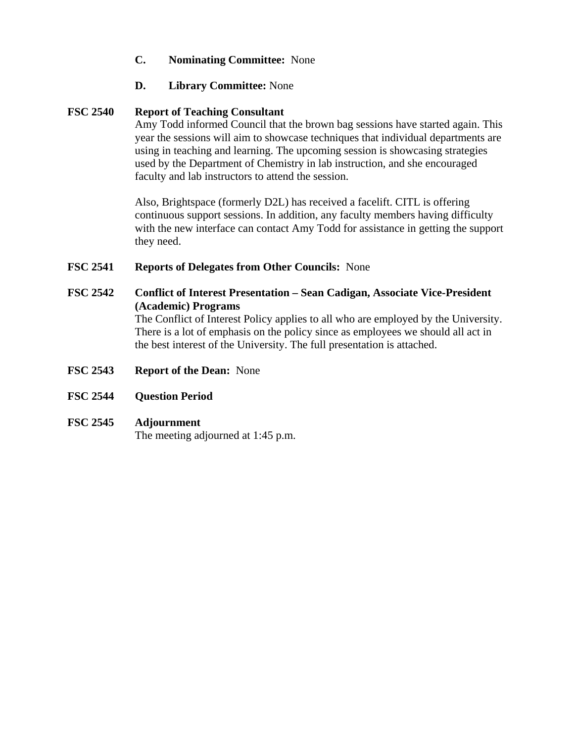**C. Nominating Committee:** None

**D. Library Committee:** None

**FSC 2540 Report of Teaching Consultant**

Amy Todd informed Council that the brown bag sessions have started again. This year the sessions will aim to showcase techniques that individual departments are using in teaching and learning. The upcoming session is showcasing strategies used by the Department of Chemistry in lab instruction, and she encouraged faculty and lab instructors to attend the session.

Also, Brightspace (formerly D2L) has received a facelift. CITL is offering continuous support sessions. In addition, any faculty members having difficulty with the new interface can contact Amy Todd for assistance in getting the support they need.

**FSC 2541 Reports of Delegates from Other Councils:** None

**FSC 2542 Conflict of Interest Presentation – Sean Cadigan, Associate Vice-President (Academic) Programs**

The Conflict of Interest Policy applies to all who are employed by the University. There is a lot of emphasis on the policy since as employees we should all act in the best interest of the University. The full presentation is attached.

**FSC 2543 Report of the Dean:** None

**FSC 2544 Question Period**

**FSC 2545 Adjournment**

The meeting adjourned at 1:45 p.m.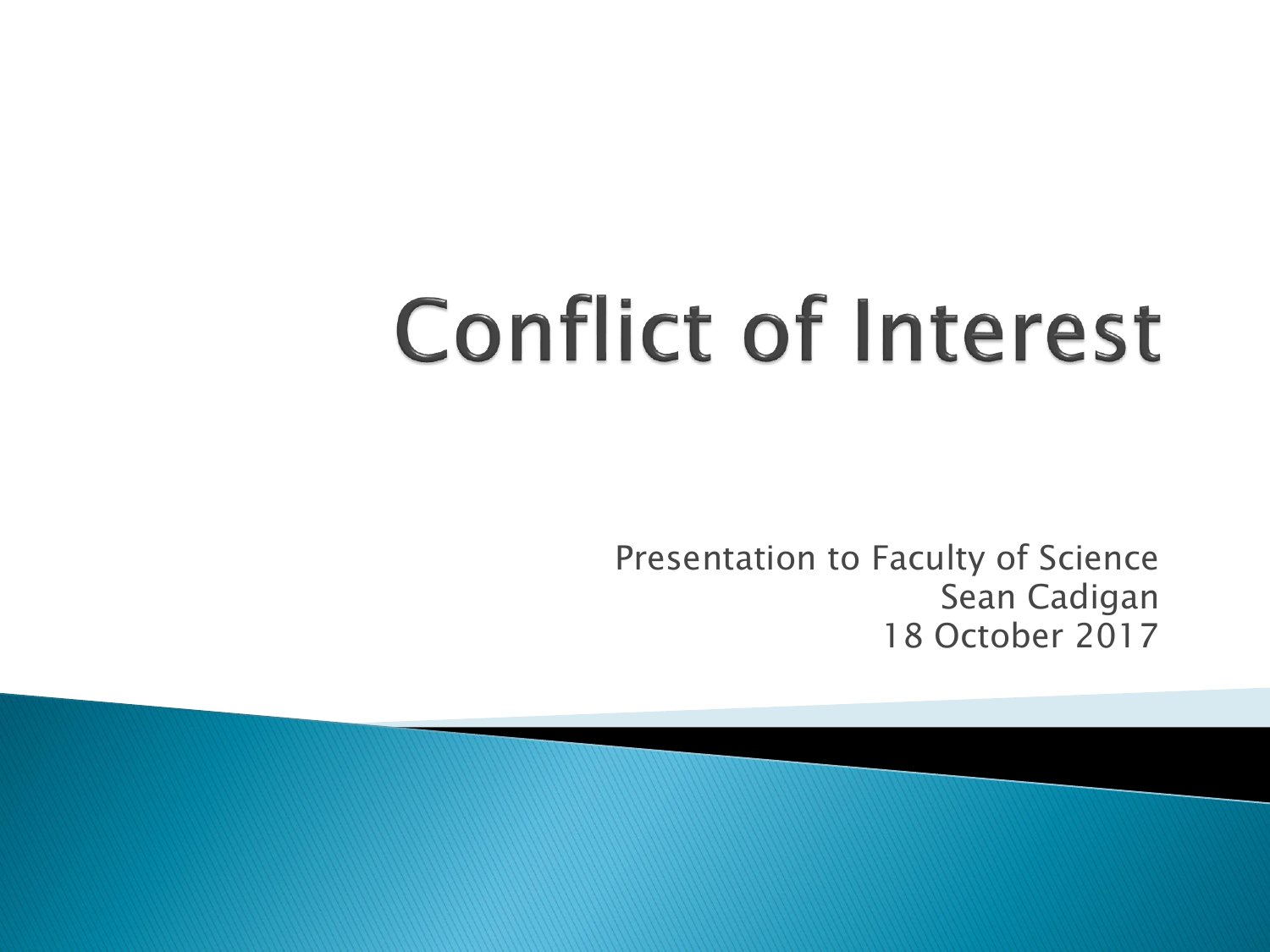# Conflict of Interest

Presentation to Faculty of Science
Sean Cadigan
18 October 2017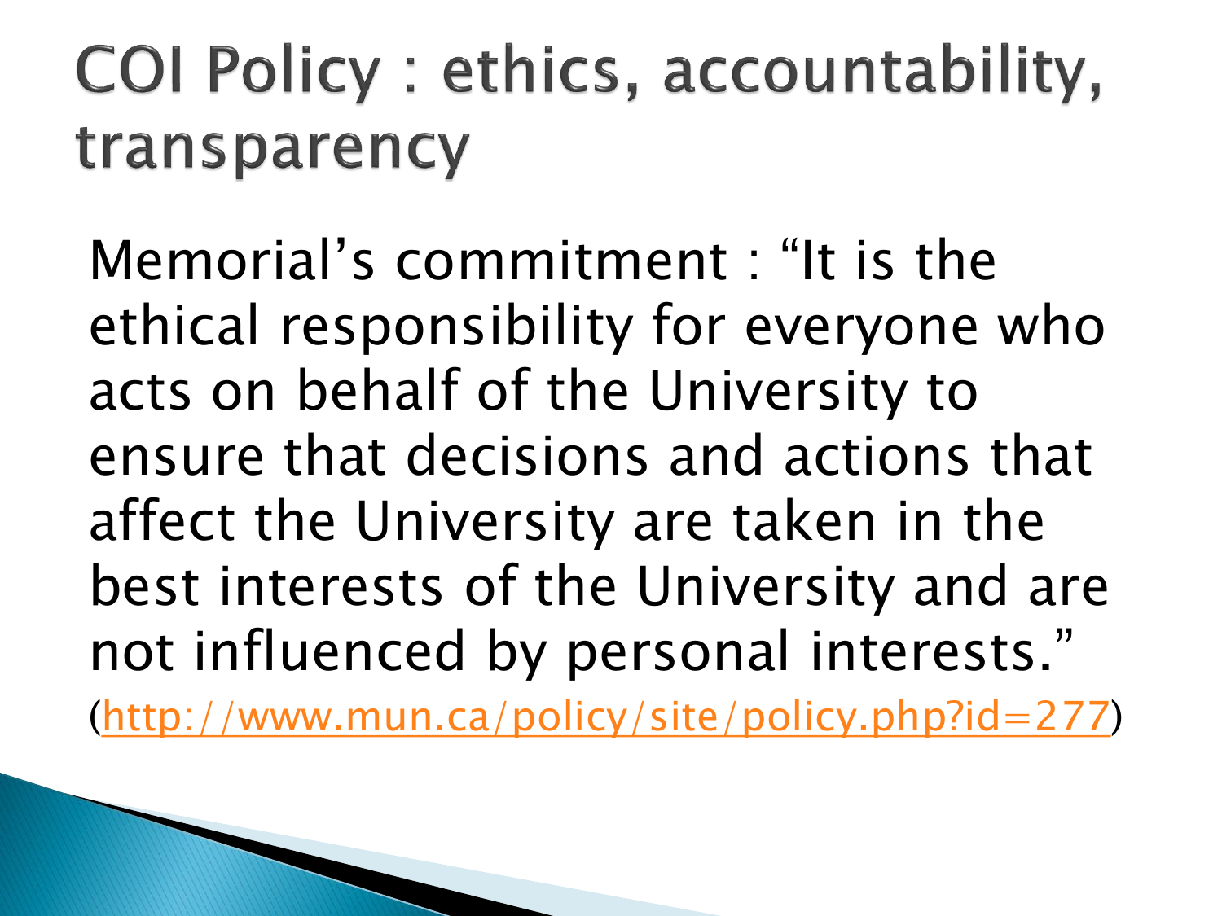# COI Policy : ethics, accountability, transparency

Memorial's commitment : "It is the ethical responsibility for everyone who acts on behalf of the University to ensure that decisions and actions that affect the University are taken in the best interests of the University and are not influenced by personal interests." (http://www.mun.ca/policy/site/policy.php?id=277)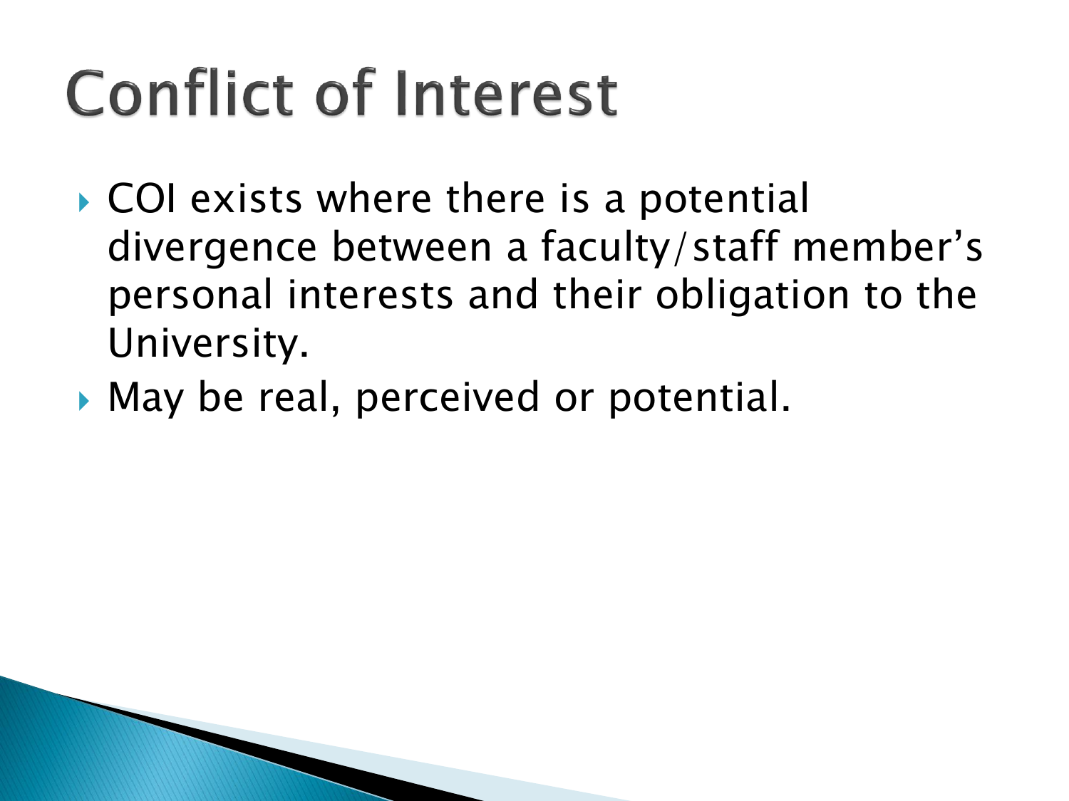# Conflict of Interest

- COI exists where there is a potential divergence between a faculty/staff member's personal interests and their obligation to the University.
- May be real, perceived or potential.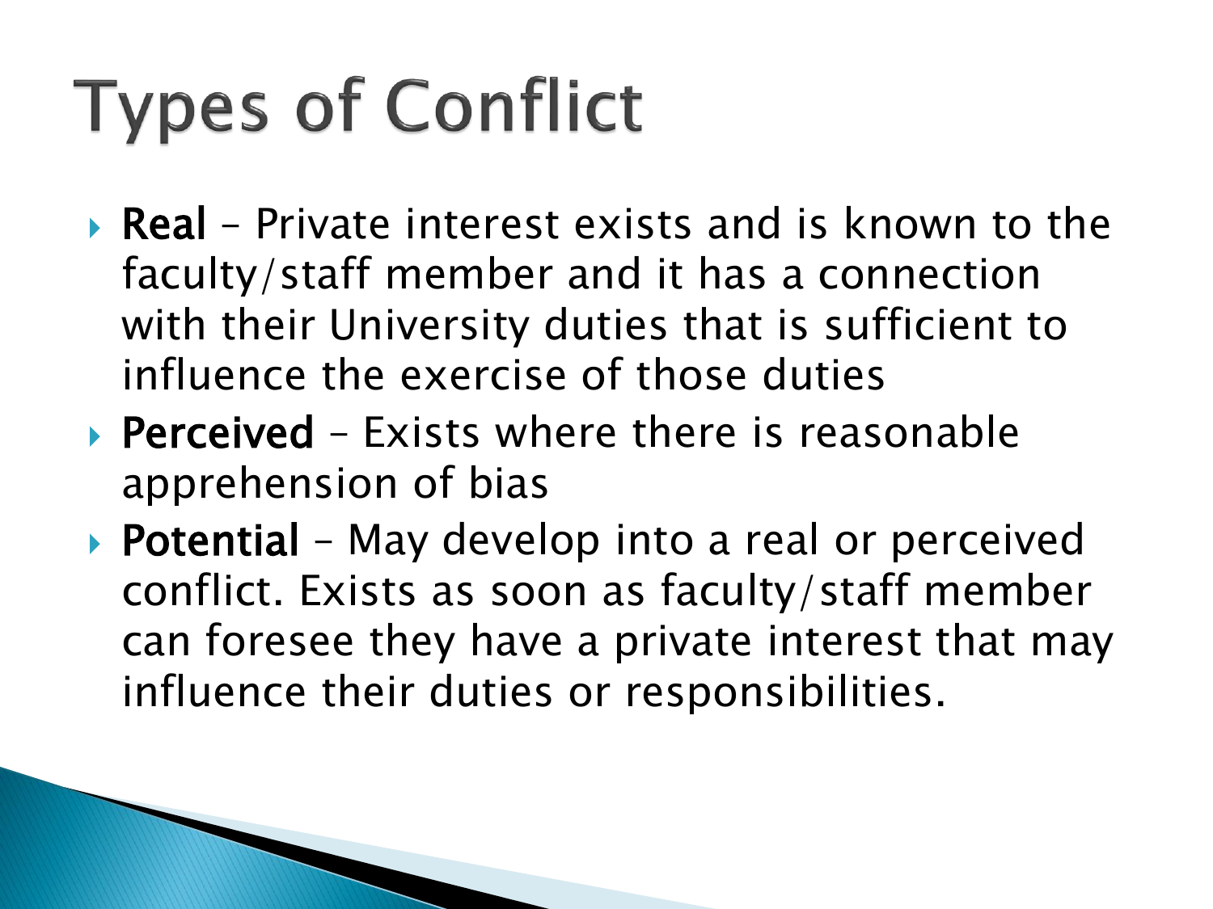# Types of Conflict

- **Real** – Private interest exists and is known to the faculty/staff member and it has a connection with their University duties that is sufficient to influence the exercise of those duties
- **Perceived** – Exists where there is reasonable apprehension of bias
- **Potential** – May develop into a real or perceived conflict. Exists as soon as faculty/staff member can foresee they have a private interest that may influence their duties or responsibilities.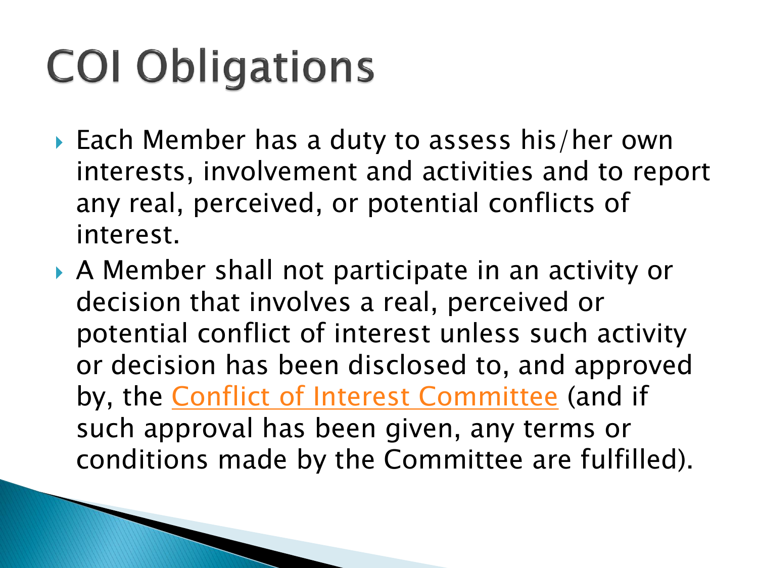# COI Obligations

- Each Member has a duty to assess his/her own interests, involvement and activities and to report any real, perceived, or potential conflicts of interest.
- A Member shall not participate in an activity or decision that involves a real, perceived or potential conflict of interest unless such activity or decision has been disclosed to, and approved by, the Conflict of Interest Committee (and if such approval has been given, any terms or conditions made by the Committee are fulfilled).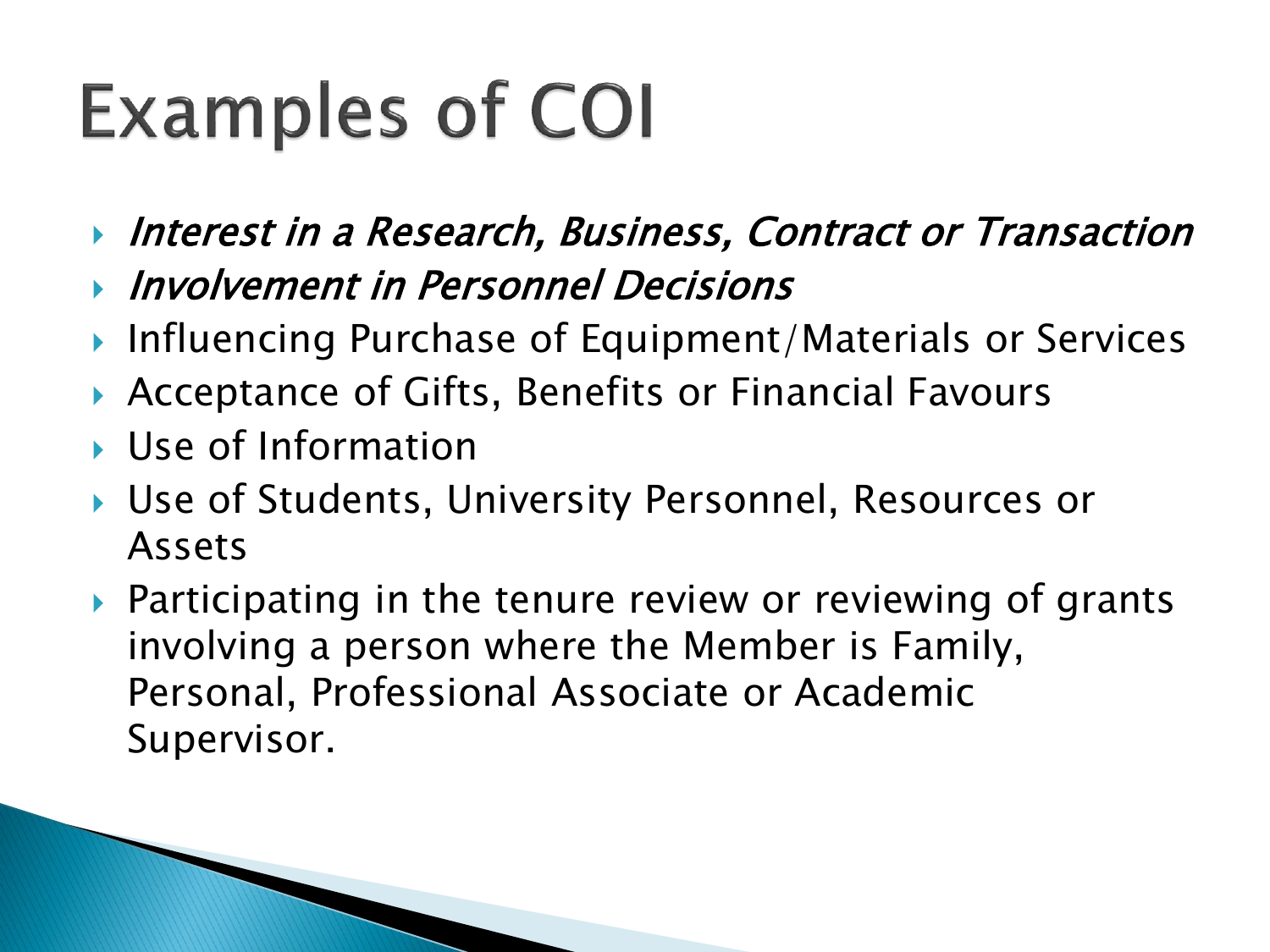# Examples of COI

- *Interest in a Research, Business, Contract or Transaction*
- *Involvement in Personnel Decisions*
- Influencing Purchase of Equipment/Materials or Services
- Acceptance of Gifts, Benefits or Financial Favours
- Use of Information
- Use of Students, University Personnel, Resources or Assets
- Participating in the tenure review or reviewing of grants involving a person where the Member is Family, Personal, Professional Associate or Academic Supervisor.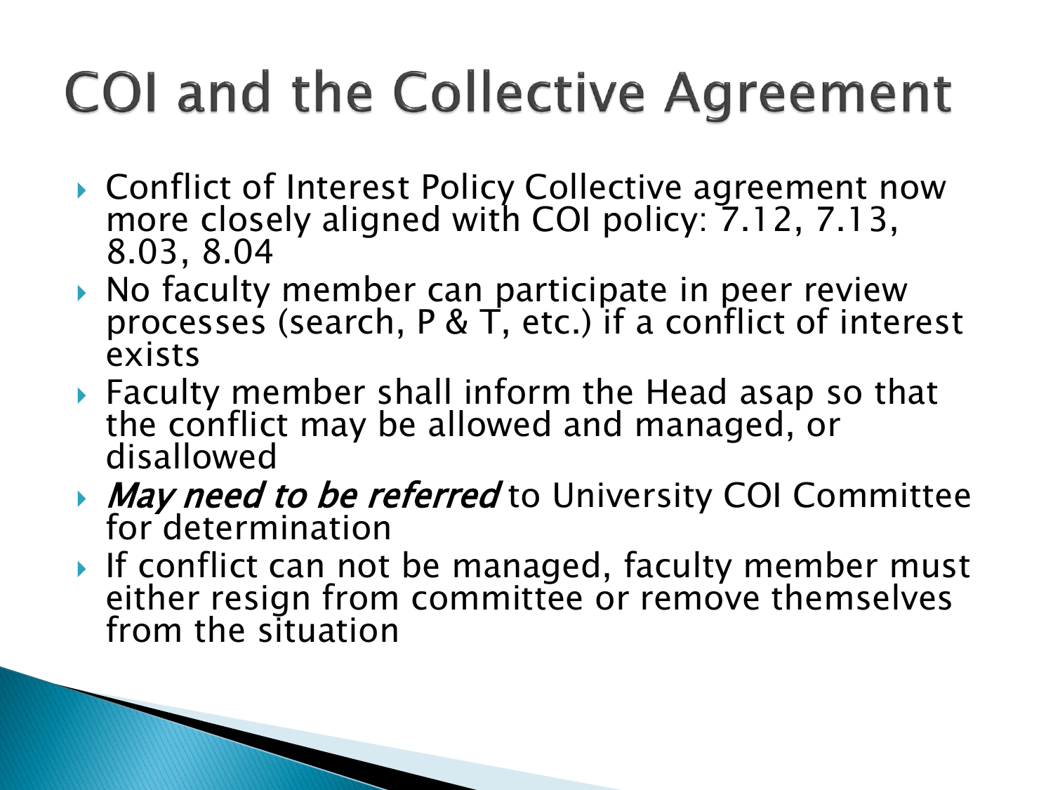# COI and the Collective Agreement

- Conflict of Interest Policy Collective agreement now more closely aligned with COI policy: 7.12, 7.13, 8.03, 8.04
- No faculty member can participate in peer review processes (search, P & T, etc.) if a conflict of interest exists
- Faculty member shall inform the Head asap so that the conflict may be allowed and managed, or disallowed
- *May need to be referred* to University COI Committee for determination
- If conflict can not be managed, faculty member must either resign from committee or remove themselves from the situation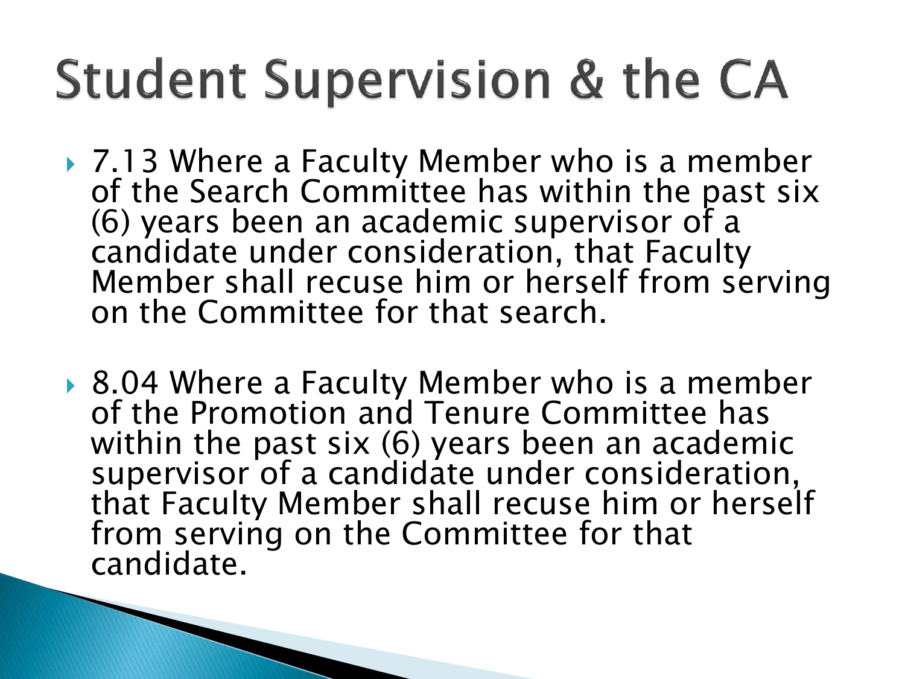# Student Supervision & the CA

- 7.13 Where a Faculty Member who is a member of the Search Committee has within the past six (6) years been an academic supervisor of a candidate under consideration, that Faculty Member shall recuse him or herself from serving on the Committee for that search.

- 8.04 Where a Faculty Member who is a member of the Promotion and Tenure Committee has within the past six (6) years been an academic supervisor of a candidate under consideration, that Faculty Member shall recuse him or herself from serving on the Committee for that candidate.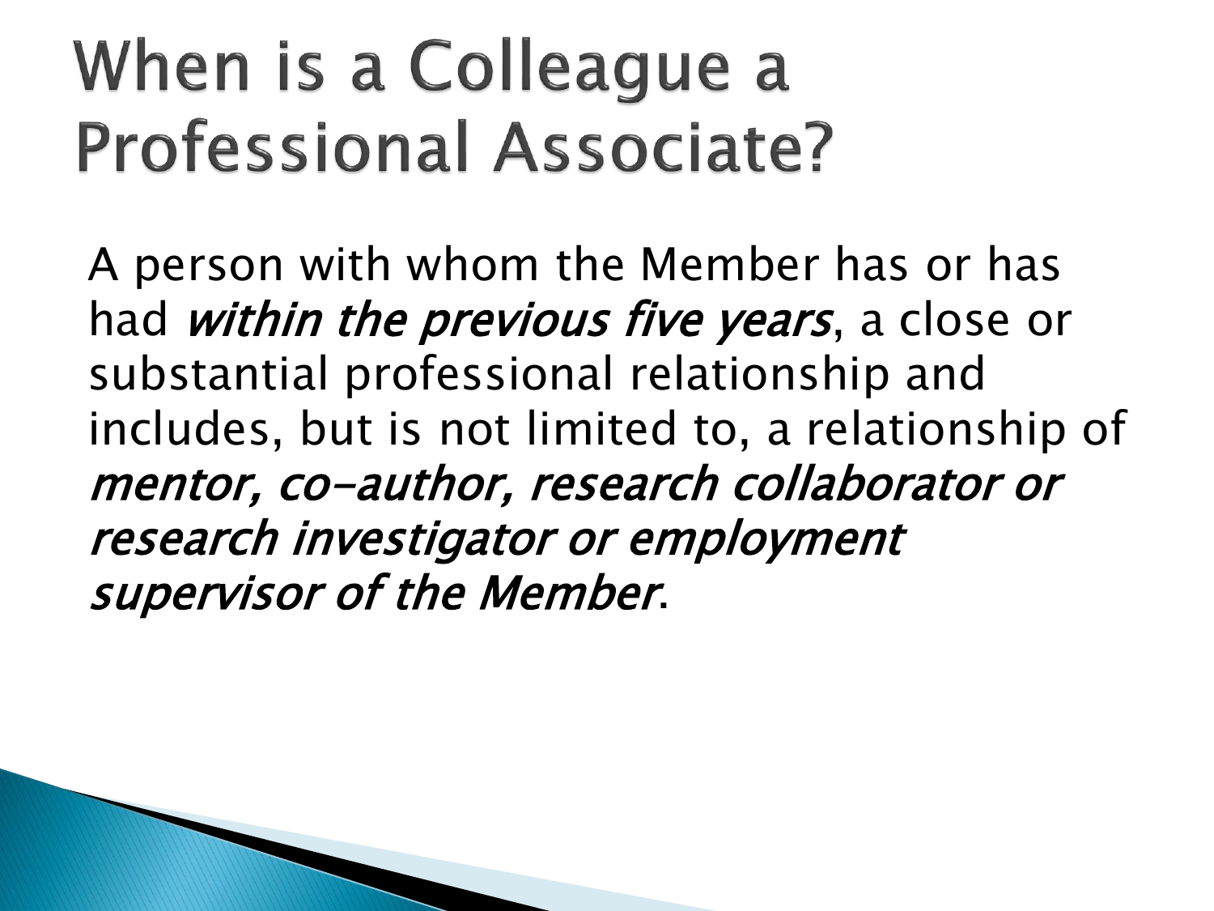# When is a Colleague a Professional Associate?

A person with whom the Member has or has had *within the previous five years*, a close or substantial professional relationship and includes, but is not limited to, a relationship of *mentor, co-author, research collaborator or research investigator or employment supervisor of the Member*.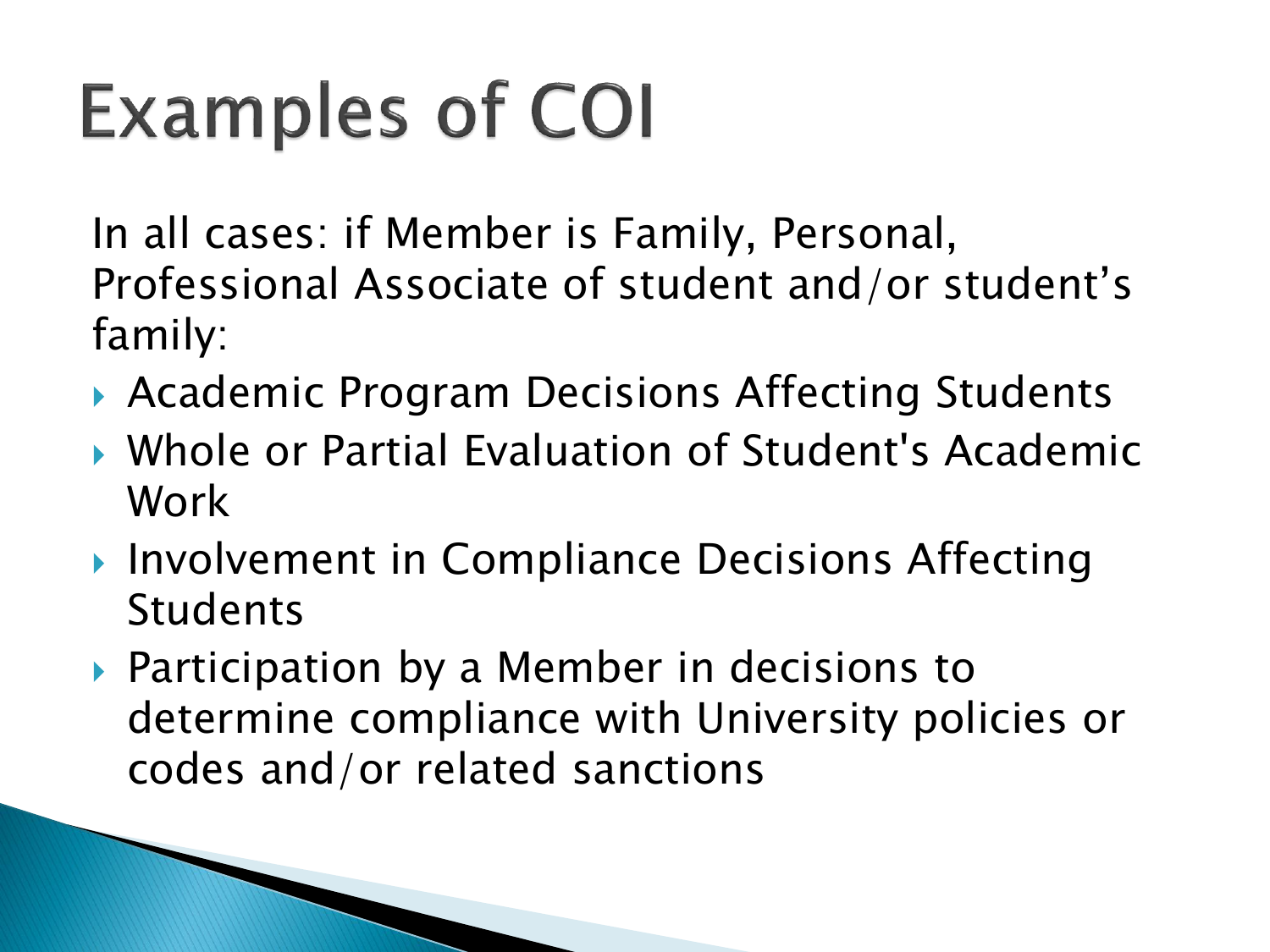# Examples of COI

In all cases: if Member is Family, Personal, Professional Associate of student and/or student's family:

- Academic Program Decisions Affecting Students
- Whole or Partial Evaluation of Student's Academic Work
- Involvement in Compliance Decisions Affecting Students
- Participation by a Member in decisions to determine compliance with University policies or codes and/or related sanctions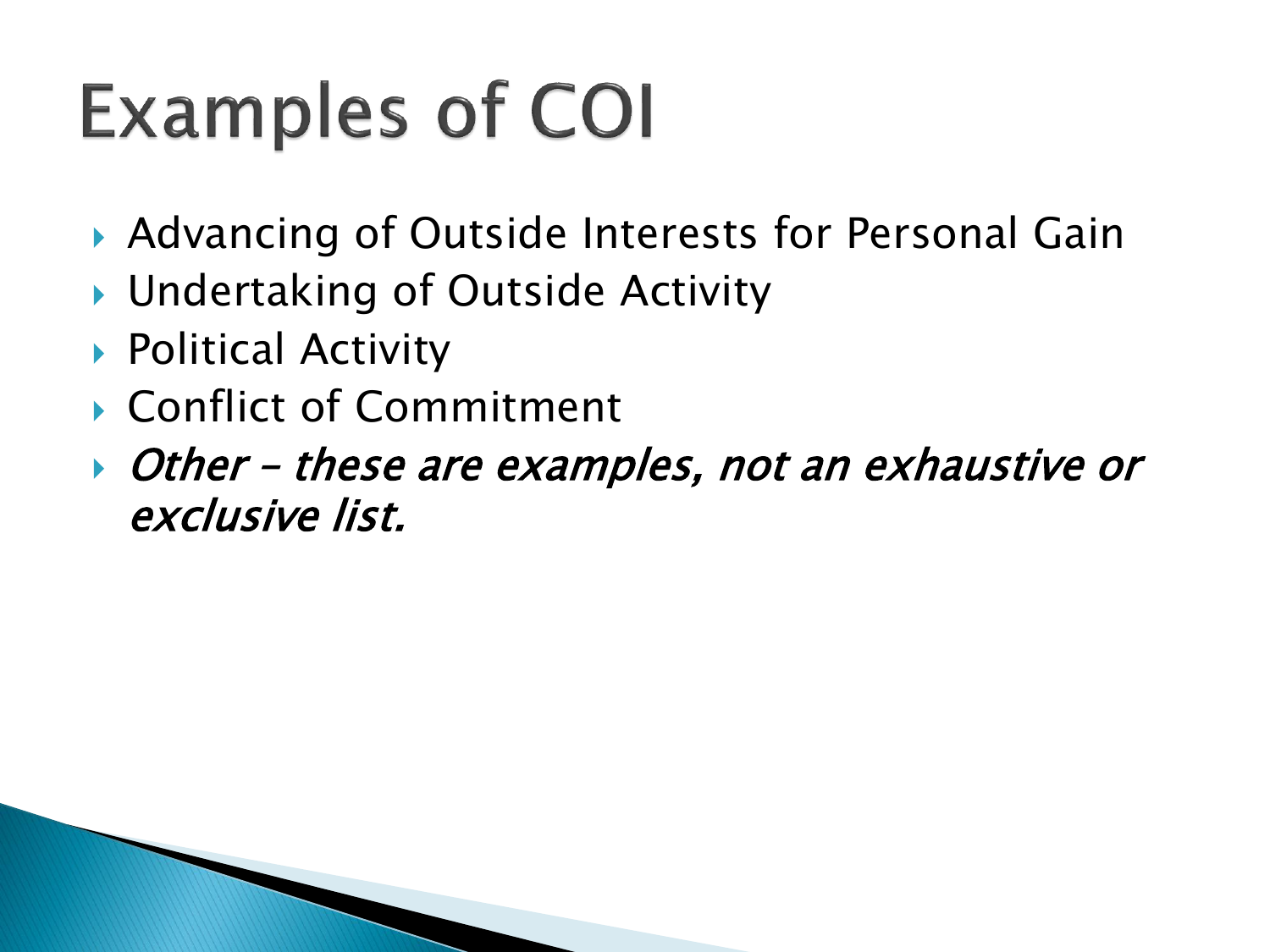# Examples of COI

- Advancing of Outside Interests for Personal Gain
- Undertaking of Outside Activity
- Political Activity
- Conflict of Commitment
- *Other – these are examples, not an exhaustive or exclusive list.*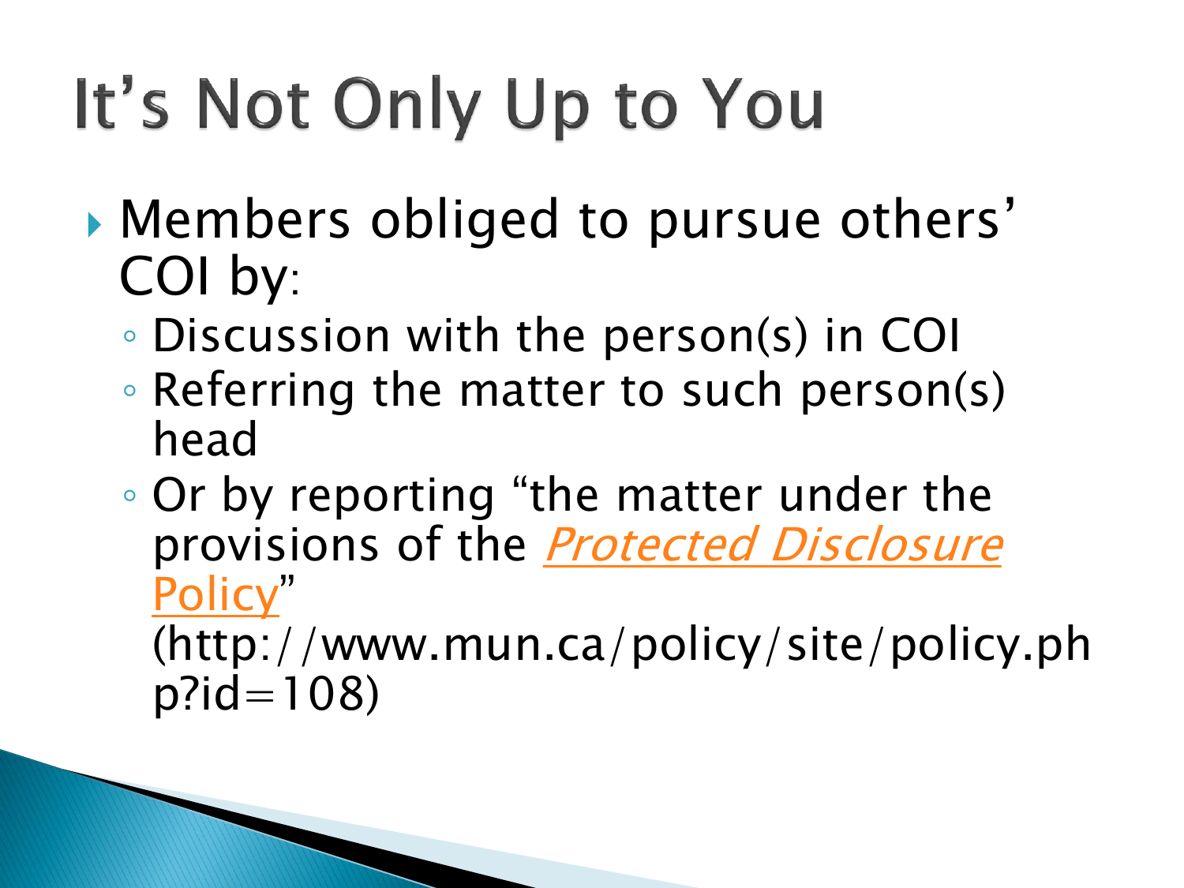# It's Not Only Up to You

- Members obliged to pursue others' COI by:
  - Discussion with the person(s) in COI
  - Referring the matter to such person(s) head
  - Or by reporting "the matter under the provisions of the *Protected Disclosure Policy*" (http://www.mun.ca/policy/site/policy.php?id=108)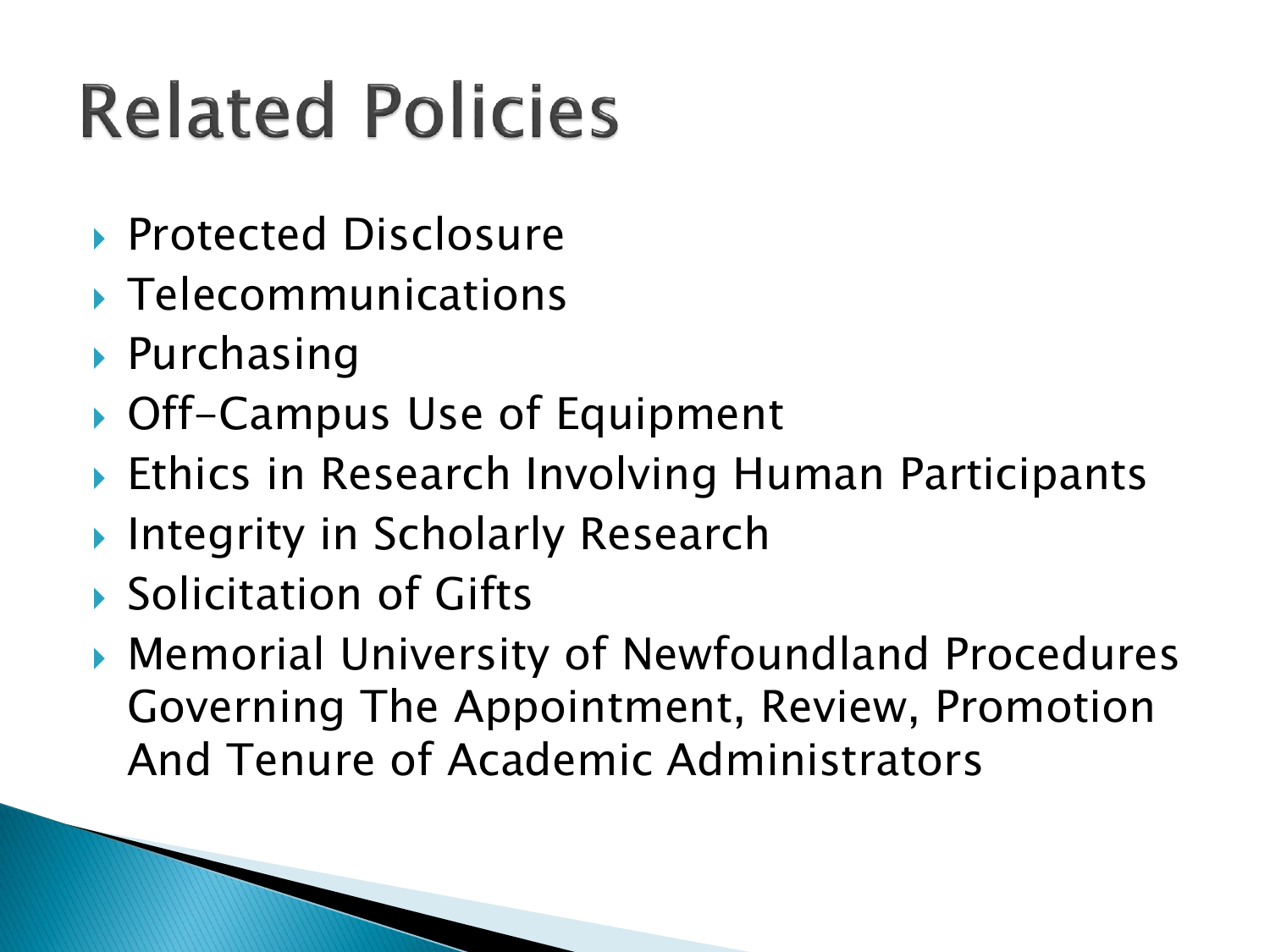# Related Policies

- Protected Disclosure
- Telecommunications
- Purchasing
- Off-Campus Use of Equipment
- Ethics in Research Involving Human Participants
- Integrity in Scholarly Research
- Solicitation of Gifts
- Memorial University of Newfoundland Procedures Governing The Appointment, Review, Promotion And Tenure of Academic Administrators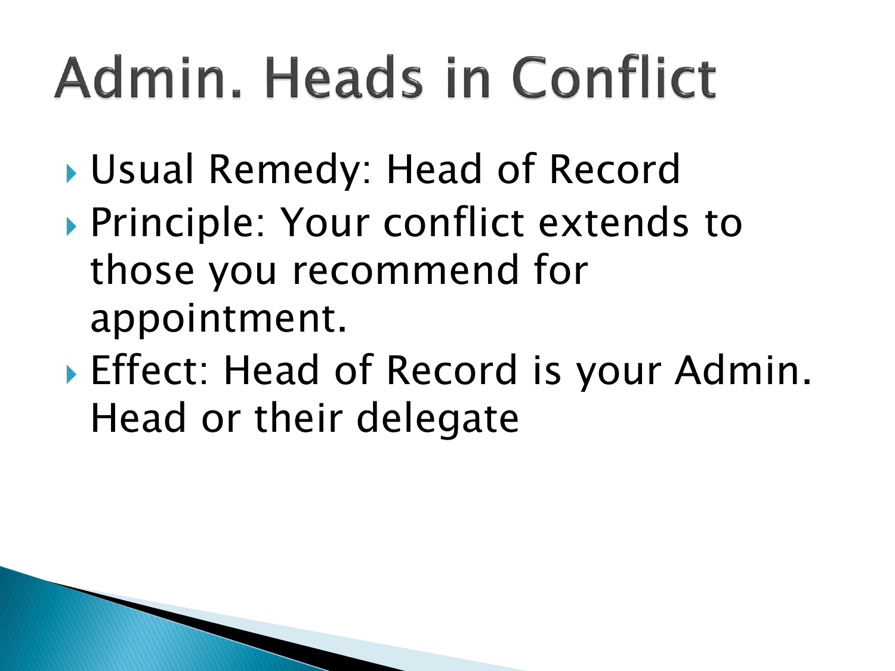# Admin. Heads in Conflict

- Usual Remedy: Head of Record
- Principle: Your conflict extends to those you recommend for appointment.
- Effect: Head of Record is your Admin. Head or their delegate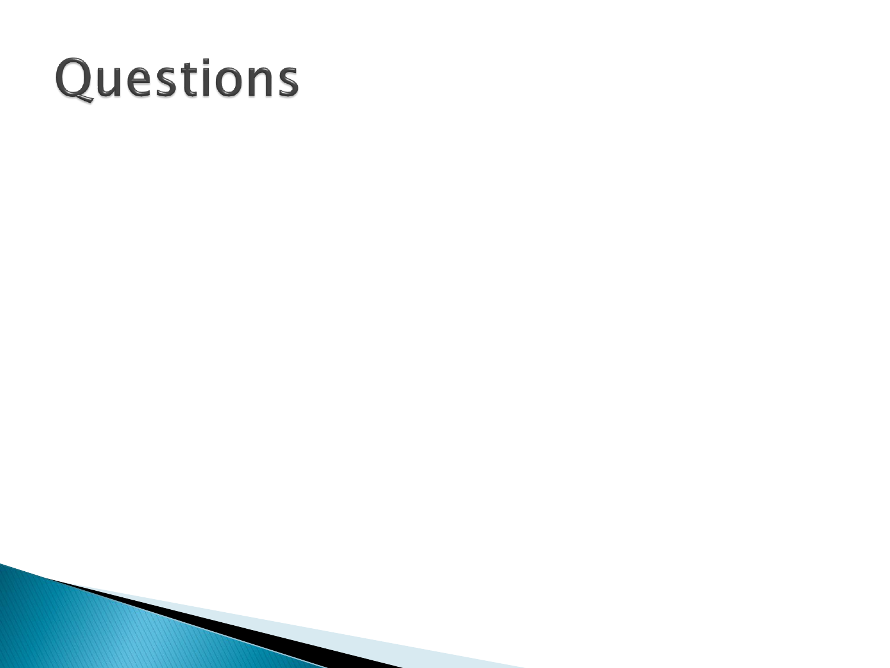# Questions